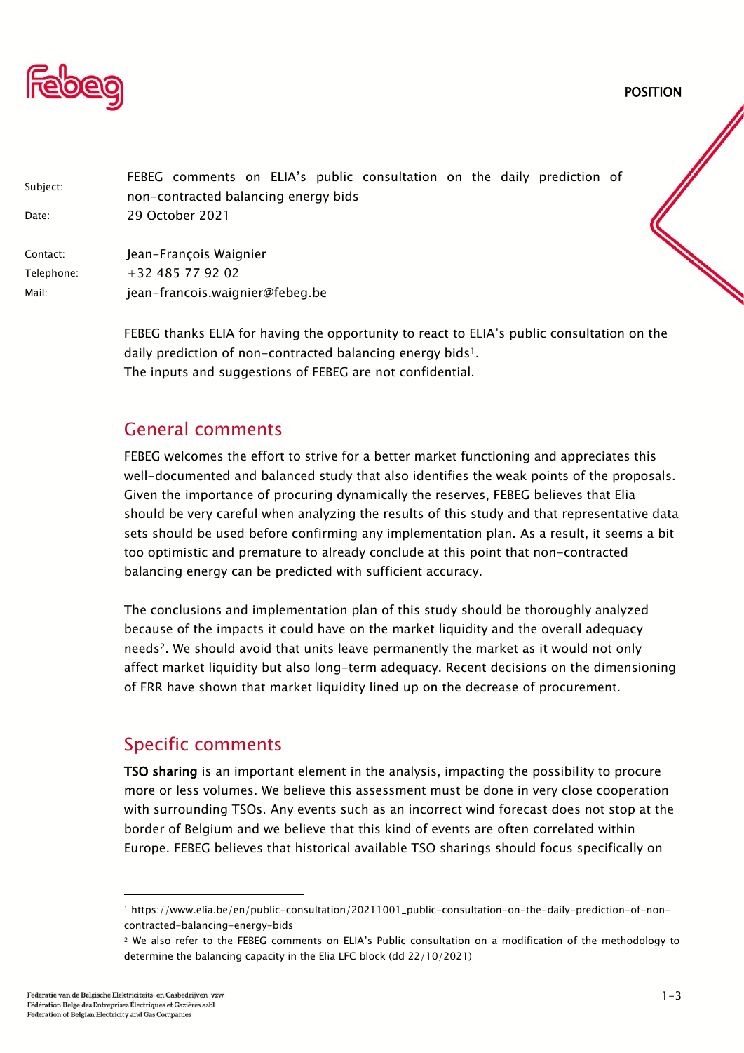POSITION

| | |
|---|---|
| Subject: | FEBEG comments on ELIA's public consultation on the daily prediction of non-contracted balancing energy bids |
| Date: | 29 October 2021 |
| Contact: | Jean-François Waignier |
| Telephone: | +32 485 77 92 02 |
| Mail: | jean-francois.waignier@febeg.be |

FEBEG thanks ELIA for having the opportunity to react to ELIA's public consultation on the daily prediction of non-contracted balancing energy bids[1].
The inputs and suggestions of FEBEG are not confidential.

## General comments

FEBEG welcomes the effort to strive for a better market functioning and appreciates this well-documented and balanced study that also identifies the weak points of the proposals. Given the importance of procuring dynamically the reserves, FEBEG believes that Elia should be very careful when analyzing the results of this study and that representative data sets should be used before confirming any implementation plan. As a result, it seems a bit too optimistic and premature to already conclude at this point that non-contracted balancing energy can be predicted with sufficient accuracy.

The conclusions and implementation plan of this study should be thoroughly analyzed because of the impacts it could have on the market liquidity and the overall adequacy needs[2]. We should avoid that units leave permanently the market as it would not only affect market liquidity but also long-term adequacy. Recent decisions on the dimensioning of FRR have shown that market liquidity lined up on the decrease of procurement.

## Specific comments

**TSO sharing** is an important element in the analysis, impacting the possibility to procure more or less volumes. We believe this assessment must be done in very close cooperation with surrounding TSOs. Any events such as an incorrect wind forecast does not stop at the border of Belgium and we believe that this kind of events are often correlated within Europe. FEBEG believes that historical available TSO sharings should focus specifically on

---

[1] https://www.elia.be/en/public-consultation/20211001_public-consultation-on-the-daily-prediction-of-non-contracted-balancing-energy-bids

[2] We also refer to the FEBEG comments on ELIA's Public consultation on a modification of the methodology to determine the balancing capacity in the Elia LFC block (dd 22/10/2021)

Federatie van de Belgische Elektriciteits- en Gasbedrijven vzw
Fédération Belge des Entreprises Électriques et Gazières asbl
Federation of Belgian Electricity and Gas Companies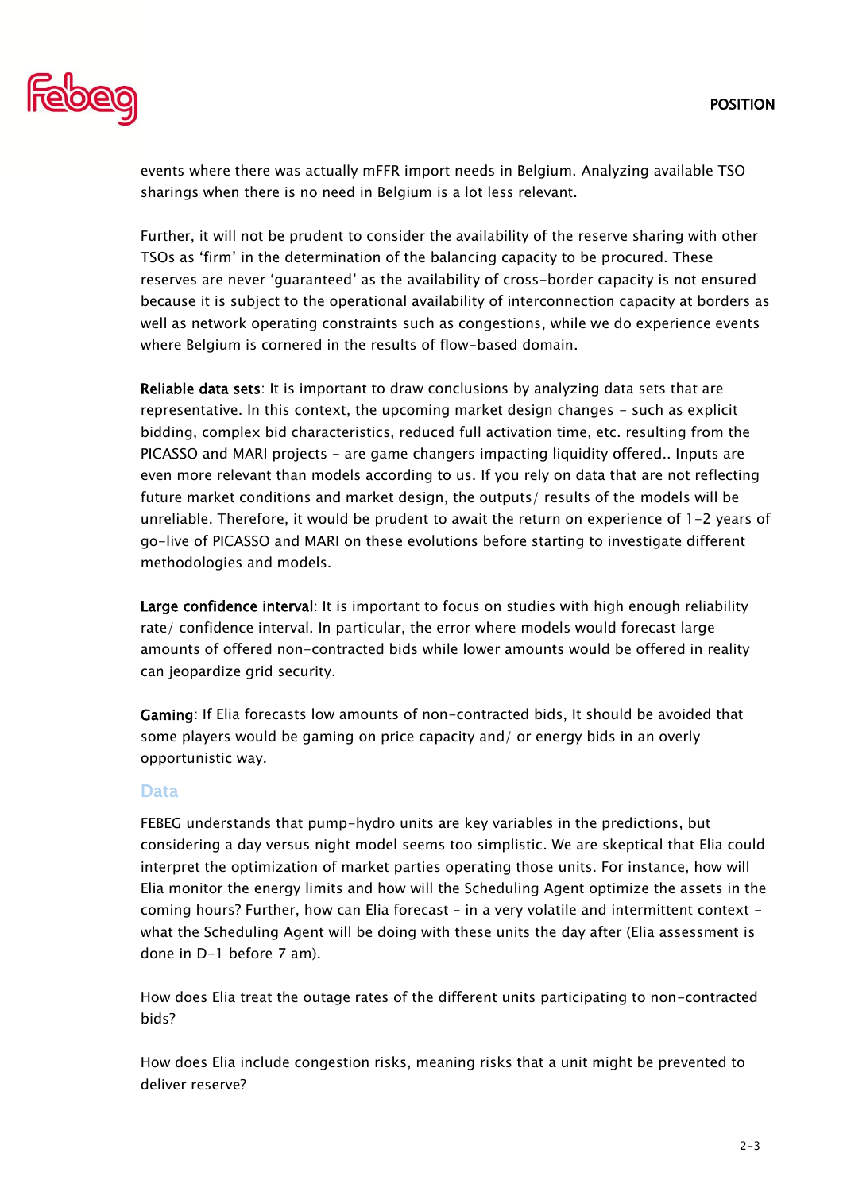events where there was actually mFFR import needs in Belgium. Analyzing available TSO sharings when there is no need in Belgium is a lot less relevant.

Further, it will not be prudent to consider the availability of the reserve sharing with other TSOs as 'firm' in the determination of the balancing capacity to be procured. These reserves are never 'guaranteed' as the availability of cross-border capacity is not ensured because it is subject to the operational availability of interconnection capacity at borders as well as network operating constraints such as congestions, while we do experience events where Belgium is cornered in the results of flow-based domain.

**Reliable data sets**: It is important to draw conclusions by analyzing data sets that are representative. In this context, the upcoming market design changes - such as explicit bidding, complex bid characteristics, reduced full activation time, etc. resulting from the PICASSO and MARI projects - are game changers impacting liquidity offered.. Inputs are even more relevant than models according to us. If you rely on data that are not reflecting future market conditions and market design, the outputs/ results of the models will be unreliable. Therefore, it would be prudent to await the return on experience of 1-2 years of go-live of PICASSO and MARI on these evolutions before starting to investigate different methodologies and models.

**Large confidence interval**: It is important to focus on studies with high enough reliability rate/ confidence interval. In particular, the error where models would forecast large amounts of offered non-contracted bids while lower amounts would be offered in reality can jeopardize grid security.

**Gaming**: If Elia forecasts low amounts of non-contracted bids, It should be avoided that some players would be gaming on price capacity and/ or energy bids in an overly opportunistic way.

### Data

FEBEG understands that pump-hydro units are key variables in the predictions, but considering a day versus night model seems too simplistic. We are skeptical that Elia could interpret the optimization of market parties operating those units. For instance, how will Elia monitor the energy limits and how will the Scheduling Agent optimize the assets in the coming hours? Further, how can Elia forecast - in a very volatile and intermittent context - what the Scheduling Agent will be doing with these units the day after (Elia assessment is done in D-1 before 7 am).

How does Elia treat the outage rates of the different units participating to non-contracted bids?

How does Elia include congestion risks, meaning risks that a unit might be prevented to deliver reserve?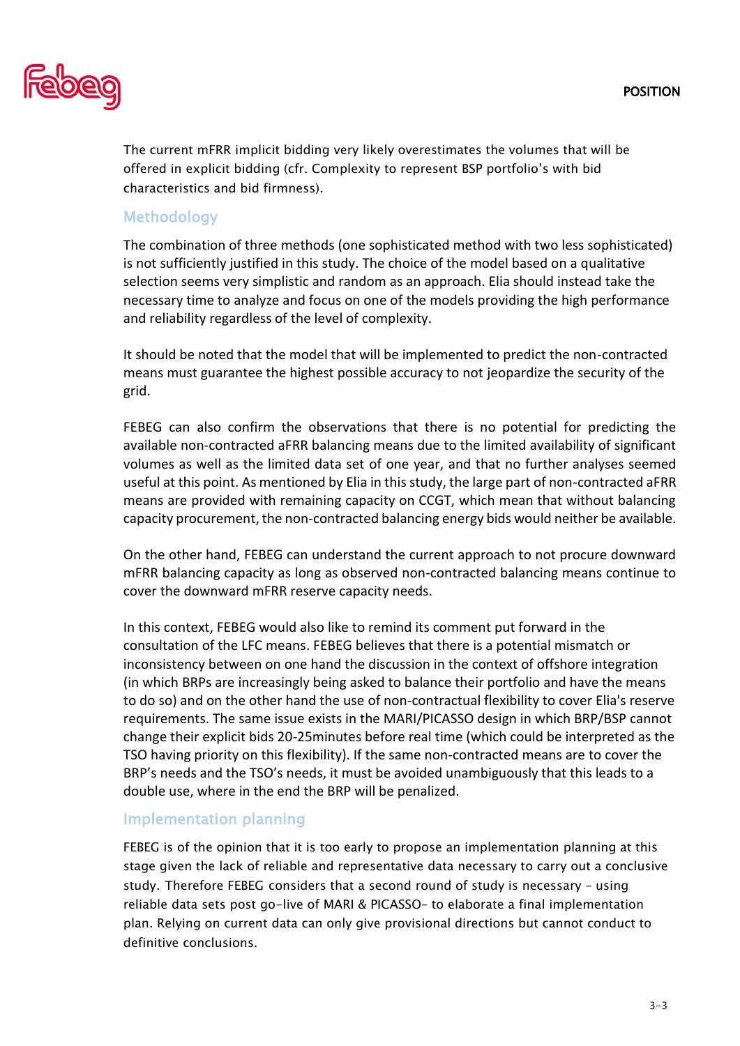The current mFRR implicit bidding very likely overestimates the volumes that will be offered in explicit bidding (cfr. Complexity to represent BSP portfolio's with bid characteristics and bid firmness).

## Methodology

The combination of three methods (one sophisticated method with two less sophisticated) is not sufficiently justified in this study. The choice of the model based on a qualitative selection seems very simplistic and random as an approach. Elia should instead take the necessary time to analyze and focus on one of the models providing the high performance and reliability regardless of the level of complexity.

It should be noted that the model that will be implemented to predict the non-contracted means must guarantee the highest possible accuracy to not jeopardize the security of the grid.

FEBEG can also confirm the observations that there is no potential for predicting the available non-contracted aFRR balancing means due to the limited availability of significant volumes as well as the limited data set of one year, and that no further analyses seemed useful at this point. As mentioned by Elia in this study, the large part of non-contracted aFRR means are provided with remaining capacity on CCGT, which mean that without balancing capacity procurement, the non-contracted balancing energy bids would neither be available.

On the other hand, FEBEG can understand the current approach to not procure downward mFRR balancing capacity as long as observed non-contracted balancing means continue to cover the downward mFRR reserve capacity needs.

In this context, FEBEG would also like to remind its comment put forward in the consultation of the LFC means. FEBEG believes that there is a potential mismatch or inconsistency between on one hand the discussion in the context of offshore integration (in which BRPs are increasingly being asked to balance their portfolio and have the means to do so) and on the other hand the use of non-contractual flexibility to cover Elia's reserve requirements. The same issue exists in the MARI/PICASSO design in which BRP/BSP cannot change their explicit bids 20-25minutes before real time (which could be interpreted as the TSO having priority on this flexibility). If the same non-contracted means are to cover the BRP's needs and the TSO's needs, it must be avoided unambiguously that this leads to a double use, where in the end the BRP will be penalized.

## Implementation planning

FEBEG is of the opinion that it is too early to propose an implementation planning at this stage given the lack of reliable and representative data necessary to carry out a conclusive study. Therefore FEBEG considers that a second round of study is necessary – using reliable data sets post go-live of MARI & PICASSO– to elaborate a final implementation plan. Relying on current data can only give provisional directions but cannot conduct to definitive conclusions.